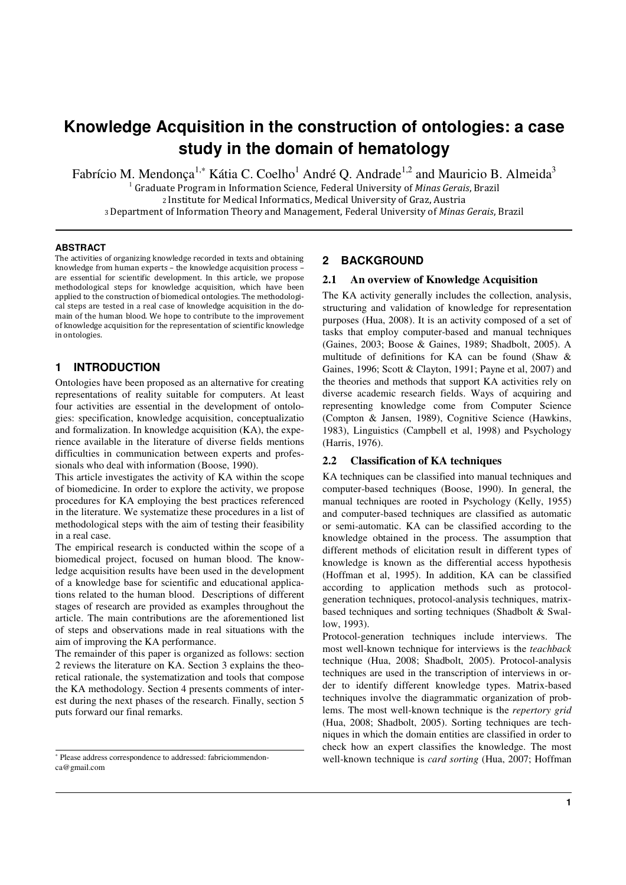# Knowledge Acquisition in the construction of ontologies: a case study in the domain of hematology

Fabrício M. Mendonça[1,*] Kátia C. Coelho[1] André Q. Andrade[1,2] and Mauricio B. Almeida[3]

[1] Graduate Program in Information Science, Federal University of *Minas Gerais*, Brazil
[2] Institute for Medical Informatics, Medical University of Graz, Austria
[3] Department of Information Theory and Management, Federal University of *Minas Gerais*, Brazil

## ABSTRACT

The activities of organizing knowledge recorded in texts and obtaining knowledge from human experts – the knowledge acquisition process – are essential for scientific development. In this article, we propose methodological steps for knowledge acquisition, which have been applied to the construction of biomedical ontologies. The methodological steps are tested in a real case of knowledge acquisition in the domain of the human blood. We hope to contribute to the improvement of knowledge acquisition for the representation of scientific knowledge in ontologies.

## 1 INTRODUCTION

Ontologies have been proposed as an alternative for creating representations of reality suitable for computers. At least four activities are essential in the development of ontologies: specification, knowledge acquisition, conceptualization and formalization. In knowledge acquisition (KA), the experience available in the literature of diverse fields mentions difficulties in communication between experts and professionals who deal with information (Boose, 1990).

This article investigates the activity of KA within the scope of biomedicine. In order to explore the activity, we propose procedures for KA employing the best practices referenced in the literature. We systematize these procedures in a list of methodological steps with the aim of testing their feasibility in a real case.

The empirical research is conducted within the scope of a biomedical project, focused on human blood. The knowledge acquisition results have been used in the development of a knowledge base for scientific and educational applications related to the human blood. Descriptions of different stages of research are provided as examples throughout the article. The main contributions are the aforementioned list of steps and observations made in real situations with the aim of improving the KA performance.

The remainder of this paper is organized as follows: section 2 reviews the literature on KA. Section 3 explains the theoretical rationale, the systematization and tools that compose the KA methodology. Section 4 presents comments of interest during the next phases of the research. Finally, section 5 puts forward our final remarks.

[*] Please address correspondence to addressed: fabriciommendonca@gmail.com

## 2 BACKGROUND

### 2.1 An overview of Knowledge Acquisition

The KA activity generally includes the collection, analysis, structuring and validation of knowledge for representation purposes (Hua, 2008). It is an activity composed of a set of tasks that employ computer-based and manual techniques (Gaines, 2003; Boose & Gaines, 1989; Shadbolt, 2005). A multitude of definitions for KA can be found (Shaw & Gaines, 1996; Scott & Clayton, 1991; Payne et al, 2007) and the theories and methods that support KA activities rely on diverse academic research fields. Ways of acquiring and representing knowledge come from Computer Science (Compton & Jansen, 1989), Cognitive Science (Hawkins, 1983), Linguistics (Campbell et al, 1998) and Psychology (Harris, 1976).

### 2.2 Classification of KA techniques

KA techniques can be classified into manual techniques and computer-based techniques (Boose, 1990). In general, the manual techniques are rooted in Psychology (Kelly, 1955) and computer-based techniques are classified as automatic or semi-automatic. KA can be classified according to the knowledge obtained in the process. The assumption that different methods of elicitation result in different types of knowledge is known as the differential access hypothesis (Hoffman et al, 1995). In addition, KA can be classified according to application methods such as protocol-generation techniques, protocol-analysis techniques, matrix-based techniques and sorting techniques (Shadbolt & Swallow, 1993).

Protocol-generation techniques include interviews. The most well-known technique for interviews is the *teachback* technique (Hua, 2008; Shadbolt, 2005). Protocol-analysis techniques are used in the transcription of interviews in order to identify different knowledge types. Matrix-based techniques involve the diagrammatic organization of problems. The most well-known technique is the *repertory grid* (Hua, 2008; Shadbolt, 2005). Sorting techniques are techniques in which the domain entities are classified in order to check how an expert classifies the knowledge. The most well-known technique is *card sorting* (Hua, 2007; Hoffman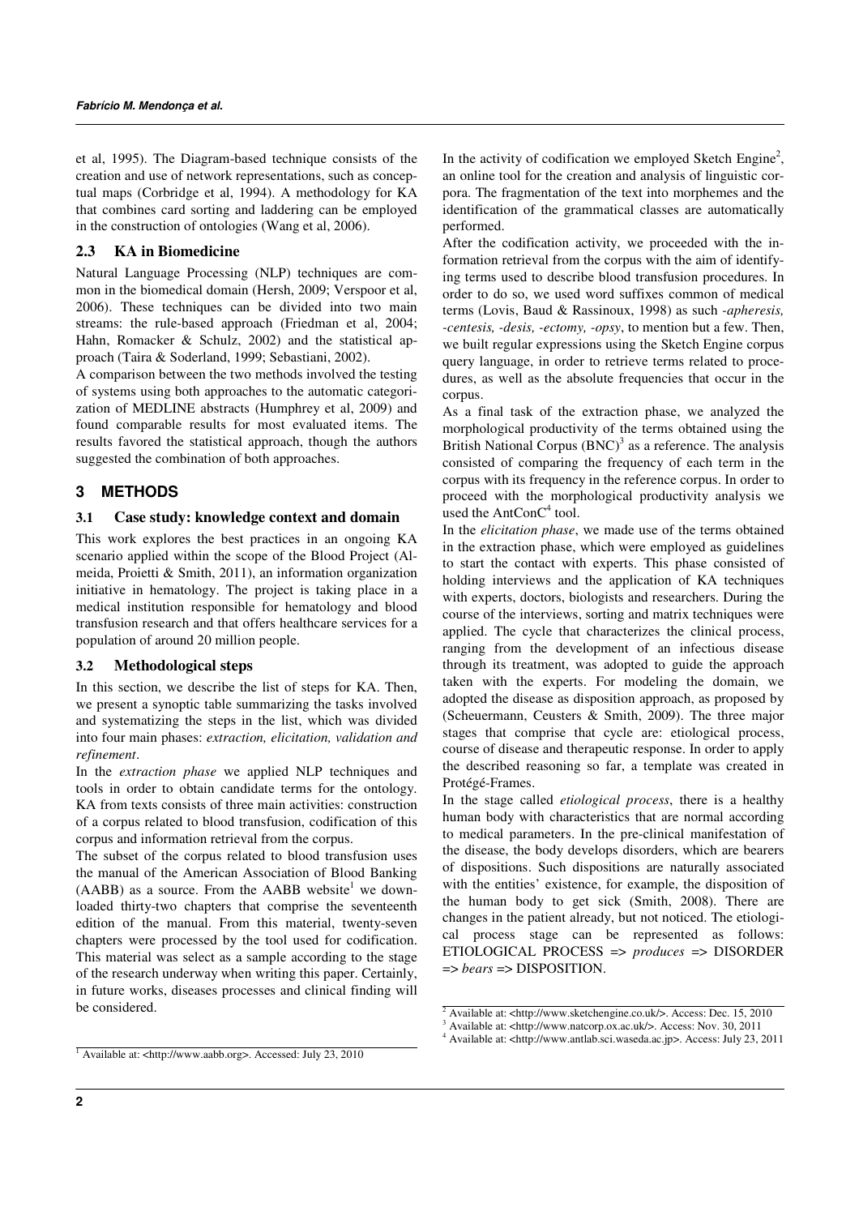et al, 1995). The Diagram-based technique consists of the creation and use of network representations, such as conceptual maps (Corbridge et al, 1994). A methodology for KA that combines card sorting and laddering can be employed in the construction of ontologies (Wang et al, 2006).

### 2.3 KA in Biomedicine

Natural Language Processing (NLP) techniques are common in the biomedical domain (Hersh, 2009; Verspoor et al, 2006). These techniques can be divided into two main streams: the rule-based approach (Friedman et al, 2004; Hahn, Romacker & Schulz, 2002) and the statistical approach (Taira & Soderland, 1999; Sebastiani, 2002).

A comparison between the two methods involved the testing of systems using both approaches to the automatic categorization of MEDLINE abstracts (Humphrey et al, 2009) and found comparable results for most evaluated items. The results favored the statistical approach, though the authors suggested the combination of both approaches.

## 3 METHODS

### 3.1 Case study: knowledge context and domain

This work explores the best practices in an ongoing KA scenario applied within the scope of the Blood Project (Almeida, Proietti & Smith, 2011), an information organization initiative in hematology. The project is taking place in a medical institution responsible for hematology and blood transfusion research and that offers healthcare services for a population of around 20 million people.

### 3.2 Methodological steps

In this section, we describe the list of steps for KA. Then, we present a synoptic table summarizing the tasks involved and systematizing the steps in the list, which was divided into four main phases: *extraction, elicitation, validation and refinement*.

In the *extraction phase* we applied NLP techniques and tools in order to obtain candidate terms for the ontology. KA from texts consists of three main activities: construction of a corpus related to blood transfusion, codification of this corpus and information retrieval from the corpus.

The subset of the corpus related to blood transfusion uses the manual of the American Association of Blood Banking (AABB) as a source. From the AABB website[1] we downloaded thirty-two chapters that comprise the seventeenth edition of the manual. From this material, twenty-seven chapters were processed by the tool used for codification. This material was select as a sample according to the stage of the research underway when writing this paper. Certainly, in future works, diseases processes and clinical finding will be considered.

In the activity of codification we employed Sketch Engine[2], an online tool for the creation and analysis of linguistic corpora. The fragmentation of the text into morphemes and the identification of the grammatical classes are automatically performed.

After the codification activity, we proceeded with the information retrieval from the corpus with the aim of identifying terms used to describe blood transfusion procedures. In order to do so, we used word suffixes common of medical terms (Lovis, Baud & Rassinoux, 1998) as such *-apheresis, -centesis, -desis, -ectomy, -opsy*, to mention but a few. Then, we built regular expressions using the Sketch Engine corpus query language, in order to retrieve terms related to procedures, as well as the absolute frequencies that occur in the corpus.

As a final task of the extraction phase, we analyzed the morphological productivity of the terms obtained using the British National Corpus (BNC)[3] as a reference. The analysis consisted of comparing the frequency of each term in the corpus with its frequency in the reference corpus. In order to proceed with the morphological productivity analysis we used the AntConC[4] tool.

In the *elicitation phase*, we made use of the terms obtained in the extraction phase, which were employed as guidelines to start the contact with experts. This phase consisted of holding interviews and the application of KA techniques with experts, doctors, biologists and researchers. During the course of the interviews, sorting and matrix techniques were applied. The cycle that characterizes the clinical process, ranging from the development of an infectious disease through its treatment, was adopted to guide the approach taken with the experts. For modeling the domain, we adopted the disease as disposition approach, as proposed by (Scheuermann, Ceusters & Smith, 2009). The three major stages that comprise that cycle are: etiological process, course of disease and therapeutic response. In order to apply the described reasoning so far, a template was created in Protégé-Frames.

In the stage called *etiological process*, there is a healthy human body with characteristics that are normal according to medical parameters. In the pre-clinical manifestation of the disease, the body develops disorders, which are bearers of dispositions. Such dispositions are naturally associated with the entities' existence, for example, the disposition of the human body to get sick (Smith, 2008). There are changes in the patient already, but not noticed. The etiological process stage can be represented as follows: ETIOLOGICAL PROCESS => *produces* => DISORDER => *bears* => DISPOSITION.

---

[1] Available at: <http://www.aabb.org>. Accessed: July 23, 2010

[2] Available at: <http://www.sketchengine.co.uk/>. Access: Dec. 15, 2010

[3] Available at: <http://www.natcorp.ox.ac.uk/>. Access: Nov. 30, 2011

[4] Available at: <http://www.antlab.sci.waseda.ac.jp>. Access: July 23, 2011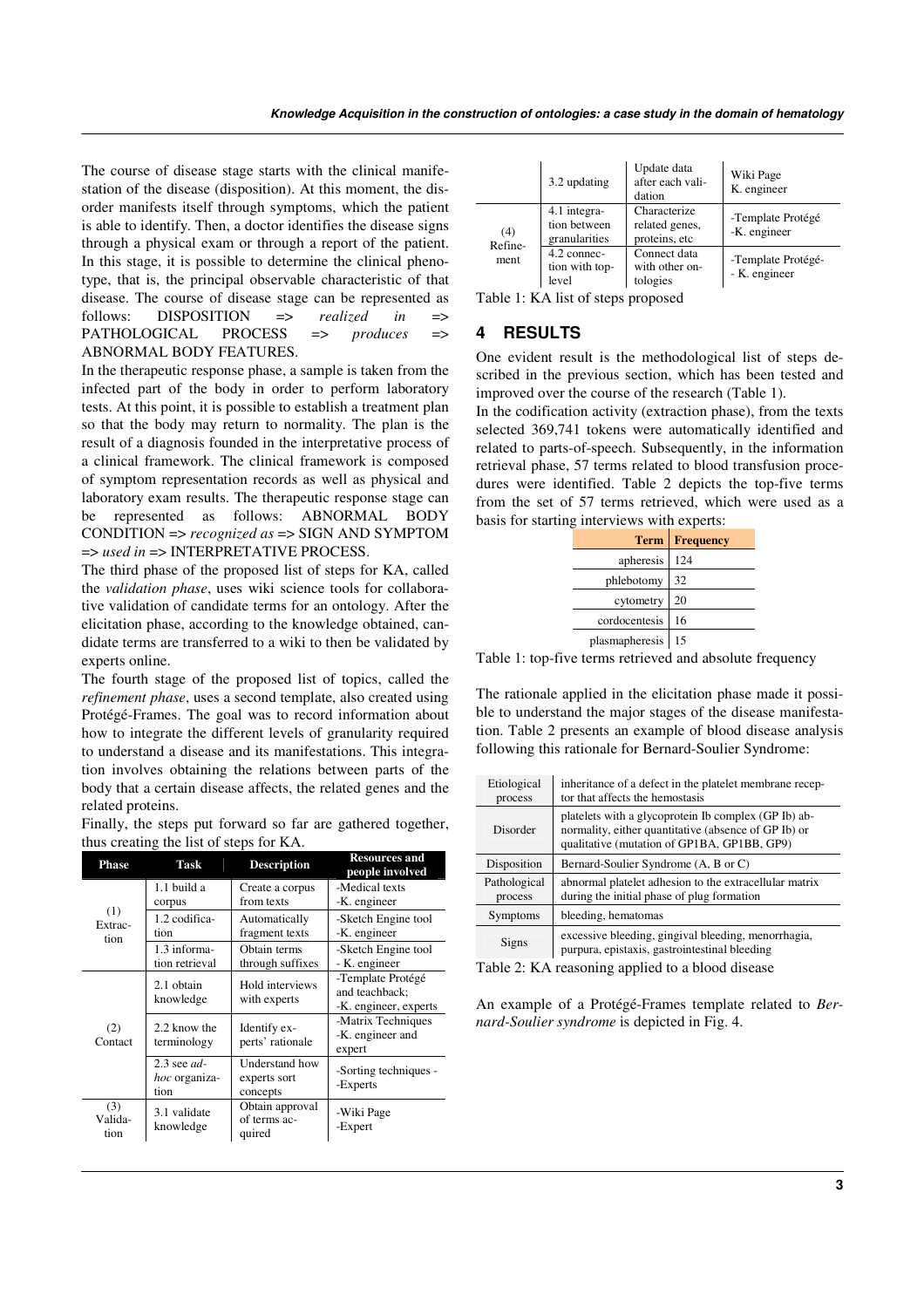The course of disease stage starts with the clinical manifestation of the disease (disposition). At this moment, the disorder manifests itself through symptoms, which the patient is able to identify. Then, a doctor identifies the disease signs through a physical exam or through a report of the patient. In this stage, it is possible to determine the clinical phenotype, that is, the principal observable characteristic of that disease. The course of disease stage can be represented as follows: DISPOSITION => *realized in* => PATHOLOGICAL PROCESS => *produces* => ABNORMAL BODY FEATURES.

In the therapeutic response phase, a sample is taken from the infected part of the body in order to perform laboratory tests. At this point, it is possible to establish a treatment plan so that the body may return to normality. The plan is the result of a diagnosis founded in the interpretative process of a clinical framework. The clinical framework is composed of symptom representation records as well as physical and laboratory exam results. The therapeutic response stage can be represented as follows: ABNORMAL BODY CONDITION => *recognized as* => SIGN AND SYMPTOM => *used in* => INTERPRETATIVE PROCESS.

The third phase of the proposed list of steps for KA, called the *validation phase*, uses wiki science tools for collaborative validation of candidate terms for an ontology. After the elicitation phase, according to the knowledge obtained, candidate terms are transferred to a wiki to then be validated by experts online.

The fourth stage of the proposed list of topics, called the *refinement phase*, uses a second template, also created using Protégé-Frames. The goal was to record information about how to integrate the different levels of granularity required to understand a disease and its manifestations. This integration involves obtaining the relations between parts of the body that a certain disease affects, the related genes and the related proteins.

Finally, the steps put forward so far are gathered together, thus creating the list of steps for KA.

| Phase | Task | Description | Resources and people involved |
|---|---|---|---|
| (1) Extraction | 1.1 build a corpus | Create a corpus from texts | -Medical texts -K. engineer |
| | 1.2 codification | Automatically fragment texts | -Sketch Engine tool -K. engineer |
| | 1.3 information retrieval | Obtain terms through suffixes | -Sketch Engine tool - K. engineer |
| (2) Contact | 2.1 obtain knowledge | Hold interviews with experts | -Template Protégé and teachback; -K. engineer, experts |
| | 2.2 know the terminology | Identify experts' rationale | -Matrix Techniques -K. engineer and expert |
| | 2.3 see *ad-hoc* organization | Understand how experts sort concepts | -Sorting techniques - -Experts |
| (3) Validation | 3.1 validate knowledge | Obtain approval of terms acquired | -Wiki Page -Expert |
| | 3.2 updating | Update data after each validation | Wiki Page K. engineer |
| (4) Refinement | 4.1 integration between granularities | Characterize related genes, proteins, etc | -Template Protégé -K. engineer |
| | 4.2 connection with top-level | Connect data with other ontologies | -Template Protégé- - K. engineer |

Table 1: KA list of steps proposed

## 4 RESULTS

One evident result is the methodological list of steps described in the previous section, which has been tested and improved over the course of the research (Table 1).

In the codification activity (extraction phase), from the texts selected 369,741 tokens were automatically identified and related to parts-of-speech. Subsequently, in the information retrieval phase, 57 terms related to blood transfusion procedures were identified. Table 2 depicts the top-five terms from the set of 57 terms retrieved, which were used as a basis for starting interviews with experts:

| Term | Frequency |
|---|---|
| apheresis | 124 |
| phlebotomy | 32 |
| cytometry | 20 |
| cordocentesis | 16 |
| plasmapheresis | 15 |

Table 1: top-five terms retrieved and absolute frequency

The rationale applied in the elicitation phase made it possible to understand the major stages of the disease manifestation. Table 2 presents an example of blood disease analysis following this rationale for Bernard-Soulier Syndrome:

| | |
|---|---|
| Etiological process | inheritance of a defect in the platelet membrane receptor that affects the hemostasis |
| Disorder | platelets with a glycoprotein Ib complex (GP Ib) abnormality, either quantitative (absence of GP Ib) or qualitative (mutation of GP1BA, GP1BB, GP9) |
| Disposition | Bernard-Soulier Syndrome (A, B or C) |
| Pathological process | abnormal platelet adhesion to the extracellular matrix during the initial phase of plug formation |
| Symptoms | bleeding, hematomas |
| Signs | excessive bleeding, gingival bleeding, menorrhagia, purpura, epistaxis, gastrointestinal bleeding |

Table 2: KA reasoning applied to a blood disease

An example of a Protégé-Frames template related to *Bernard-Soulier syndrome* is depicted in Fig. 4.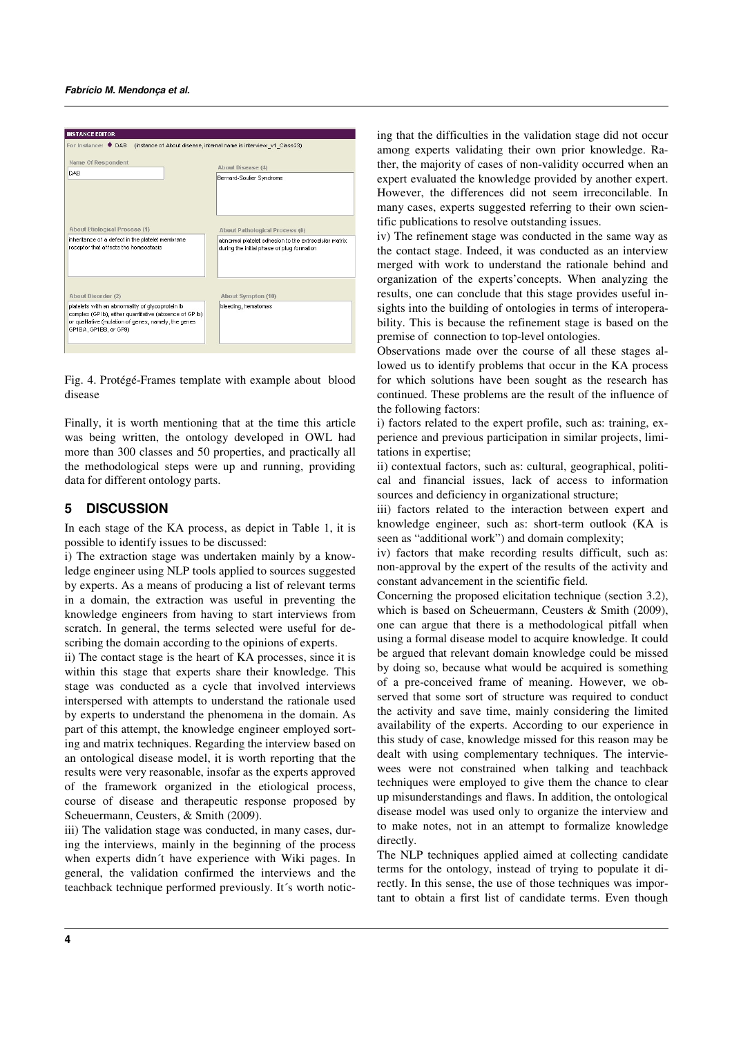Fig. 4. Protégé-Frames template with example about blood disease

Finally, it is worth mentioning that at the time this article was being written, the ontology developed in OWL had more than 300 classes and 50 properties, and practically all the methodological steps were up and running, providing data for different ontology parts.

## 5 DISCUSSION

In each stage of the KA process, as depict in Table 1, it is possible to identify issues to be discussed:

i) The extraction stage was undertaken mainly by a knowledge engineer using NLP tools applied to sources suggested by experts. As a means of producing a list of relevant terms in a domain, the extraction was useful in preventing the knowledge engineers from having to start interviews from scratch. In general, the terms selected were useful for describing the domain according to the opinions of experts.

ii) The contact stage is the heart of KA processes, since it is within this stage that experts share their knowledge. This stage was conducted as a cycle that involved interviews interspersed with attempts to understand the rationale used by experts to understand the phenomena in the domain. As part of this attempt, the knowledge engineer employed sorting and matrix techniques. Regarding the interview based on an ontological disease model, it is worth reporting that the results were very reasonable, insofar as the experts approved of the framework organized in the etiological process, course of disease and therapeutic response proposed by Scheuermann, Ceusters, & Smith (2009).

iii) The validation stage was conducted, in many cases, during the interviews, mainly in the beginning of the process when experts didn´t have experience with Wiki pages. In general, the validation confirmed the interviews and the teachback technique performed previously. It´s worth noticing that the difficulties in the validation stage did not occur among experts validating their own prior knowledge. Rather, the majority of cases of non-validity occurred when an expert evaluated the knowledge provided by another expert. However, the differences did not seem irreconcilable. In many cases, experts suggested referring to their own scientific publications to resolve outstanding issues.

iv) The refinement stage was conducted in the same way as the contact stage. Indeed, it was conducted as an interview merged with work to understand the rationale behind and organization of the experts'concepts. When analyzing the results, one can conclude that this stage provides useful insights into the building of ontologies in terms of interoperability. This is because the refinement stage is based on the premise of connection to top-level ontologies.

Observations made over the course of all these stages allowed us to identify problems that occur in the KA process for which solutions have been sought as the research has continued. These problems are the result of the influence of the following factors:

i) factors related to the expert profile, such as: training, experience and previous participation in similar projects, limitations in expertise;

ii) contextual factors, such as: cultural, geographical, political and financial issues, lack of access to information sources and deficiency in organizational structure;

iii) factors related to the interaction between expert and knowledge engineer, such as: short-term outlook (KA is seen as "additional work") and domain complexity;

iv) factors that make recording results difficult, such as: non-approval by the expert of the results of the activity and constant advancement in the scientific field.

Concerning the proposed elicitation technique (section 3.2), which is based on Scheuermann, Ceusters & Smith (2009), one can argue that there is a methodological pitfall when using a formal disease model to acquire knowledge. It could be argued that relevant domain knowledge could be missed by doing so, because what would be acquired is something of a pre-conceived frame of meaning. However, we observed that some sort of structure was required to conduct the activity and save time, mainly considering the limited availability of the experts. According to our experience in this study of case, knowledge missed for this reason may be dealt with using complementary techniques. The interviewees were not constrained when talking and teachback techniques were employed to give them the chance to clear up misunderstandings and flaws. In addition, the ontological disease model was used only to organize the interview and to make notes, not in an attempt to formalize knowledge directly.

The NLP techniques applied aimed at collecting candidate terms for the ontology, instead of trying to populate it directly. In this sense, the use of those techniques was important to obtain a first list of candidate terms. Even though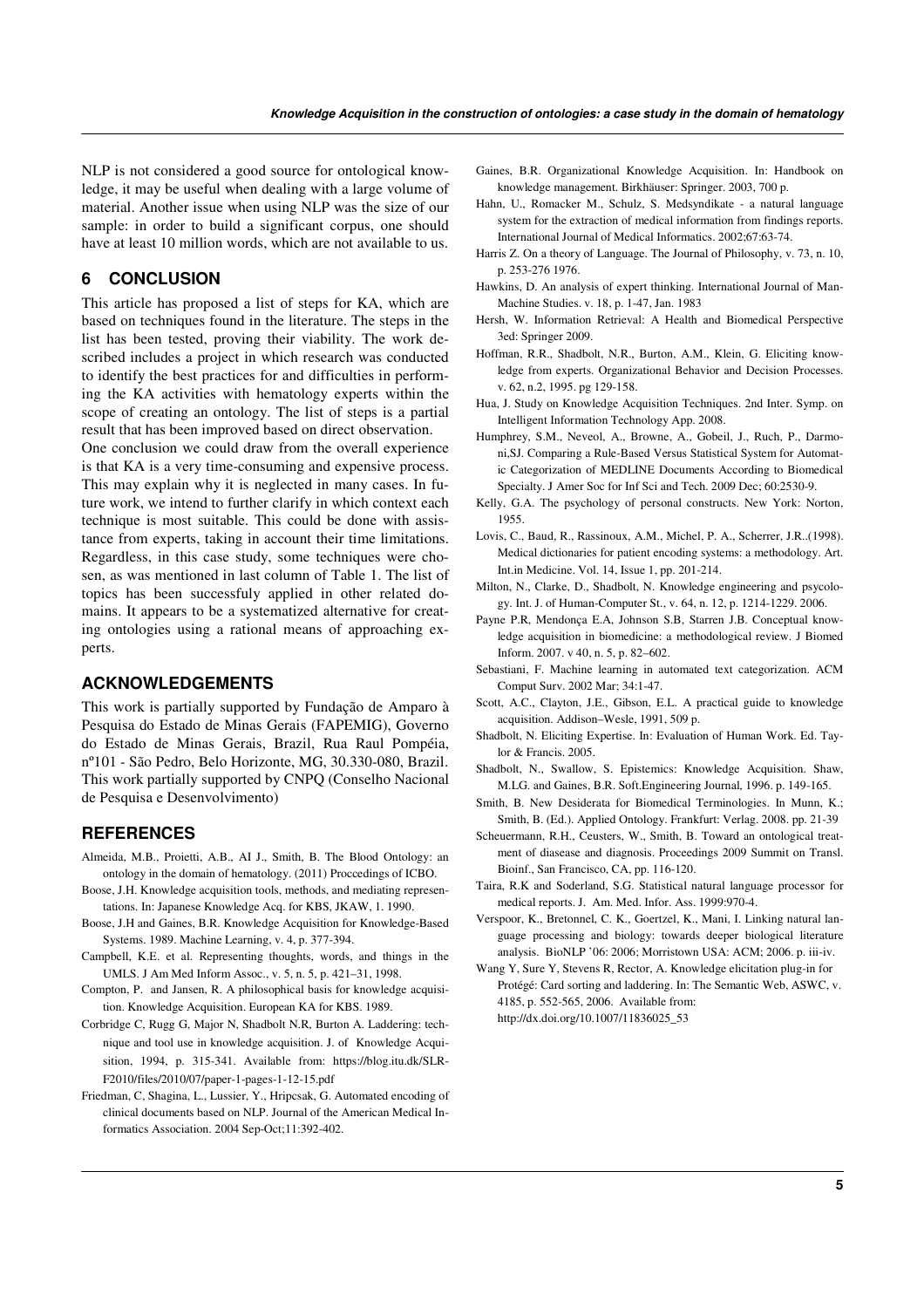NLP is not considered a good source for ontological knowledge, it may be useful when dealing with a large volume of material. Another issue when using NLP was the size of our sample: in order to build a significant corpus, one should have at least 10 million words, which are not available to us.

## 6 CONCLUSION

This article has proposed a list of steps for KA, which are based on techniques found in the literature. The steps in the list has been tested, proving their viability. The work described includes a project in which research was conducted to identify the best practices for and difficulties in performing the KA activities with hematology experts within the scope of creating an ontology. The list of steps is a partial result that has been improved based on direct observation.

One conclusion we could draw from the overall experience is that KA is a very time-consuming and expensive process. This may explain why it is neglected in many cases. In future work, we intend to further clarify in which context each technique is most suitable. This could be done with assistance from experts, taking in account their time limitations. Regardless, in this case study, some techniques were chosen, as was mentioned in last column of Table 1. The list of topics has been successfuly applied in other related domains. It appears to be a systematized alternative for creating ontologies using a rational means of approaching experts.

## ACKNOWLEDGEMENTS

This work is partially supported by Fundação de Amparo à Pesquisa do Estado de Minas Gerais (FAPEMIG), Governo do Estado de Minas Gerais, Brazil, Rua Raul Pompéia, nº101 - São Pedro, Belo Horizonte, MG, 30.330-080, Brazil. This work partially supported by CNPQ (Conselho Nacional de Pesquisa e Desenvolvimento)

## REFERENCES

Almeida, M.B., Proietti, A.B., AI J., Smith, B. The Blood Ontology: an ontology in the domain of hematology. (2011) Proccedings of ICBO.

Boose, J.H. Knowledge acquisition tools, methods, and mediating representations. In: Japanese Knowledge Acq. for KBS, JKAW, 1. 1990.

Boose, J.H and Gaines, B.R. Knowledge Acquisition for Knowledge-Based Systems. 1989. Machine Learning, v. 4, p. 377-394.

Campbell, K.E. et al. Representing thoughts, words, and things in the UMLS. J Am Med Inform Assoc., v. 5, n. 5, p. 421–31, 1998.

Compton, P. and Jansen, R. A philosophical basis for knowledge acquisition. Knowledge Acquisition. European KA for KBS. 1989.

Corbridge C, Rugg G, Major N, Shadbolt N.R, Burton A. Laddering: technique and tool use in knowledge acquisition. J. of Knowledge Acquisition, 1994, p. 315-341. Available from: https://blog.itu.dk/SLR-F2010/files/2010/07/paper-1-pages-1-12-15.pdf

Friedman, C, Shagina, L., Lussier, Y., Hripcsak, G. Automated encoding of clinical documents based on NLP. Journal of the American Medical Informatics Association. 2004 Sep-Oct;11:392-402.

Gaines, B.R. Organizational Knowledge Acquisition. In: Handbook on knowledge management. Birkhäuser: Springer. 2003, 700 p.

Hahn, U., Romacker M., Schulz, S. Medsyndikate - a natural language system for the extraction of medical information from findings reports. International Journal of Medical Informatics. 2002;67:63-74.

Harris Z. On a theory of Language. The Journal of Philosophy, v. 73, n. 10, p. 253-276 1976.

Hawkins, D. An analysis of expert thinking. International Journal of Man-Machine Studies. v. 18, p. 1-47, Jan. 1983

Hersh, W. Information Retrieval: A Health and Biomedical Perspective 3ed: Springer 2009.

Hoffman, R.R., Shadbolt, N.R., Burton, A.M., Klein, G. Eliciting knowledge from experts. Organizational Behavior and Decision Processes. v. 62, n.2, 1995. pg 129-158.

Hua, J. Study on Knowledge Acquisition Techniques. 2nd Inter. Symp. on Intelligent Information Technology App. 2008.

Humphrey, S.M., Neveol, A., Browne, A., Gobeil, J., Ruch, P., Darmoni,SJ. Comparing a Rule-Based Versus Statistical System for Automatic Categorization of MEDLINE Documents According to Biomedical Specialty. J Amer Soc for Inf Sci and Tech. 2009 Dec; 60:2530-9.

Kelly, G.A. The psychology of personal constructs. New York: Norton, 1955.

Lovis, C., Baud, R., Rassinoux, A.M., Michel, P. A., Scherrer, J.R..(1998). Medical dictionaries for patient encoding systems: a methodology. Art. Int.in Medicine. Vol. 14, Issue 1, pp. 201-214.

Milton, N., Clarke, D., Shadbolt, N. Knowledge engineering and psycology. Int. J. of Human-Computer St., v. 64, n. 12, p. 1214-1229. 2006.

Payne P.R, Mendonça E.A, Johnson S.B, Starren J.B. Conceptual knowledge acquisition in biomedicine: a methodological review. J Biomed Inform. 2007. v 40, n. 5, p. 82–602.

Sebastiani, F. Machine learning in automated text categorization. ACM Comput Surv. 2002 Mar; 34:1-47.

Scott, A.C., Clayton, J.E., Gibson, E.L. A practical guide to knowledge acquisition. Addison–Wesle, 1991, 509 p.

Shadbolt, N. Eliciting Expertise. In: Evaluation of Human Work. Ed. Taylor & Francis. 2005.

Shadbolt, N., Swallow, S. Epistemics: Knowledge Acquisition. Shaw, M.LG. and Gaines, B.R. Soft.Engineering Journal, 1996. p. 149-165.

Smith, B. New Desiderata for Biomedical Terminologies. In Munn, K.; Smith, B. (Ed.). Applied Ontology. Frankfurt: Verlag. 2008. pp. 21-39

Scheuermann, R.H., Ceusters, W., Smith, B. Toward an ontological treatment of diasease and diagnosis. Proceedings 2009 Summit on Transl. Bioinf., San Francisco, CA, pp. 116-120.

Taira, R.K and Soderland, S.G. Statistical natural language processor for medical reports. J. Am. Med. Infor. Ass. 1999:970-4.

Verspoor, K., Bretonnel, C. K., Goertzel, K., Mani, I. Linking natural language processing and biology: towards deeper biological literature analysis. BioNLP '06: 2006; Morristown USA: ACM; 2006. p. iii-iv.

Wang Y, Sure Y, Stevens R, Rector, A. Knowledge elicitation plug-in for Protégé: Card sorting and laddering. In: The Semantic Web, ASWC, v. 4185, p. 552-565, 2006. Available from: http://dx.doi.org/10.1007/11836025_53